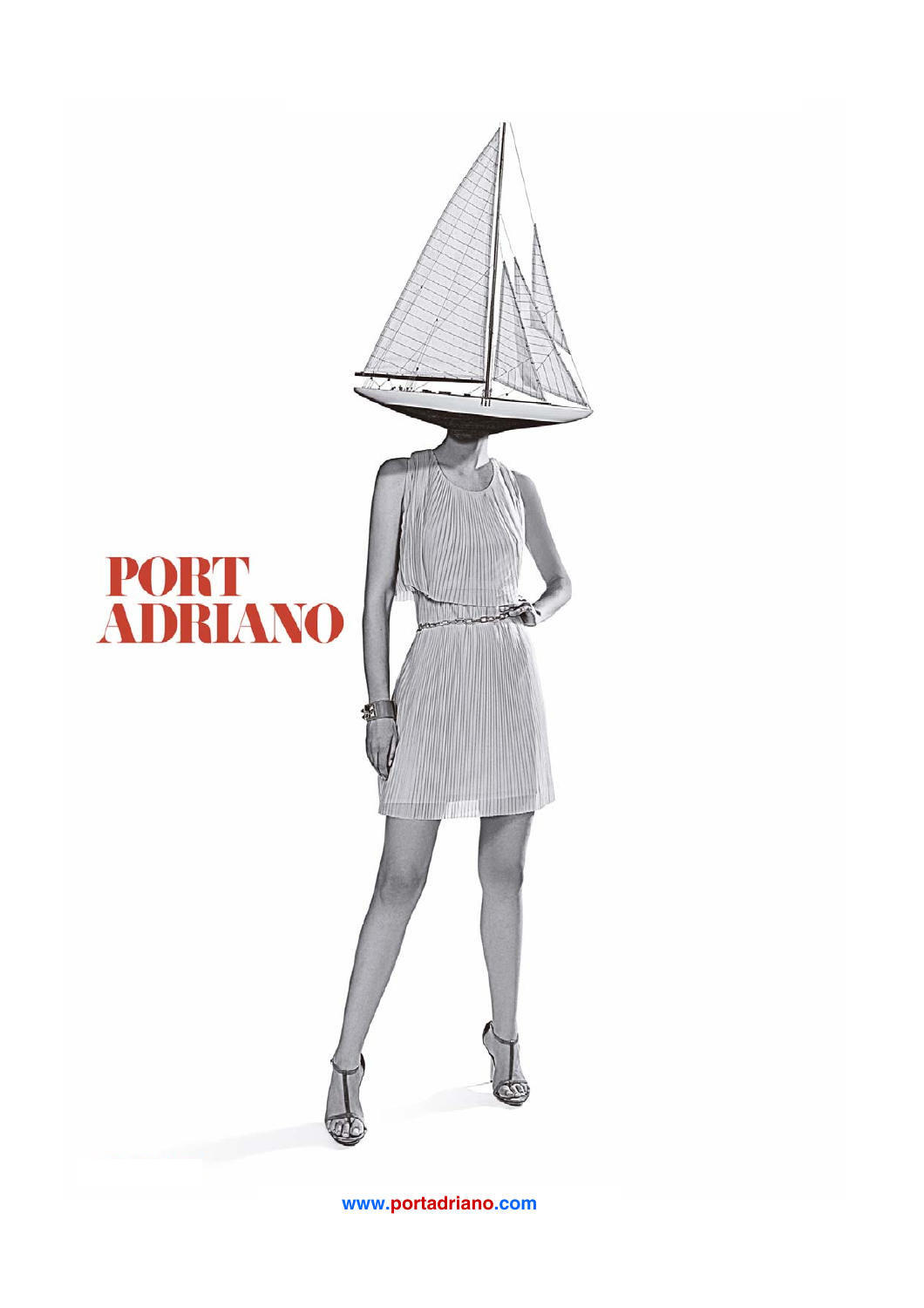PORT
ADRIANO

www.portadriano.com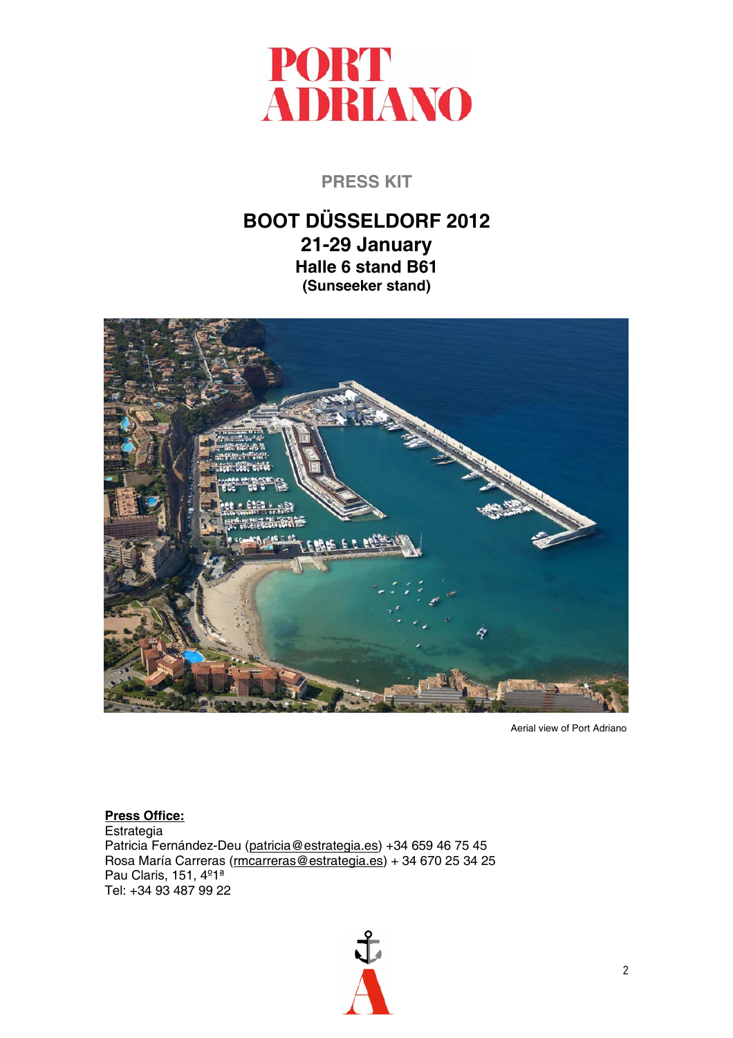# PORT ADRIANO

## PRESS KIT

## BOOT DÜSSELDORF 2012
## 21-29 January
### Halle 6 stand B61
#### (Sunseeker stand)

Aerial view of Port Adriano

**Press Office:**
Estrategia
Patricia Fernández-Deu (patricia@estrategia.es) +34 659 46 75 45
Rosa María Carreras (rmcarreras@estrategia.es) + 34 670 25 34 25
Pau Claris, 151, 4º1ª
Tel: +34 93 487 99 22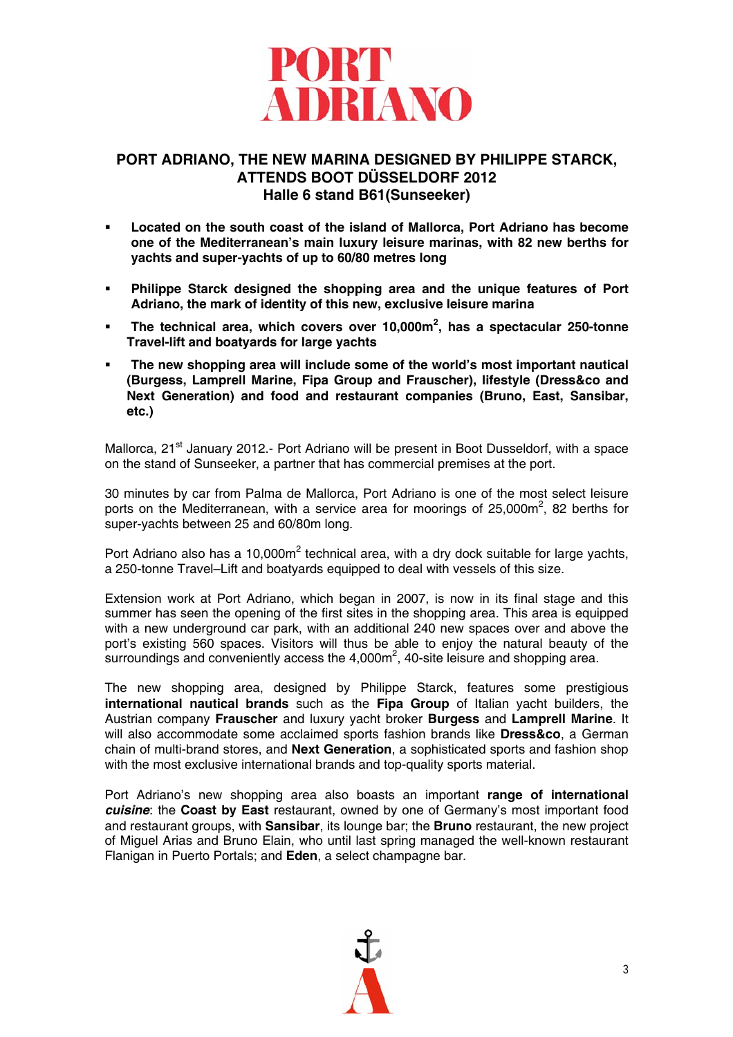# PORT ADRIANO

## PORT ADRIANO, THE NEW MARINA DESIGNED BY PHILIPPE STARCK, ATTENDS BOOT DÜSSELDORF 2012
## Halle 6 stand B61(Sunseeker)

- **Located on the south coast of the island of Mallorca, Port Adriano has become one of the Mediterranean's main luxury leisure marinas, with 82 new berths for yachts and super-yachts of up to 60/80 metres long**
- **Philippe Starck designed the shopping area and the unique features of Port Adriano, the mark of identity of this new, exclusive leisure marina**
- **The technical area, which covers over 10,000m$^2$, has a spectacular 250-tonne Travel-lift and boatyards for large yachts**
- **The new shopping area will include some of the world's most important nautical (Burgess, Lamprell Marine, Fipa Group and Frauscher), lifestyle (Dress&co and Next Generation) and food and restaurant companies (Bruno, East, Sansibar, etc.)**

Mallorca, 21st January 2012.- Port Adriano will be present in Boot Dusseldorf, with a space on the stand of Sunseeker, a partner that has commercial premises at the port.

30 minutes by car from Palma de Mallorca, Port Adriano is one of the most select leisure ports on the Mediterranean, with a service area for moorings of 25,000m$^2$, 82 berths for super-yachts between 25 and 60/80m long.

Port Adriano also has a 10,000m$^2$ technical area, with a dry dock suitable for large yachts, a 250-tonne Travel–Lift and boatyards equipped to deal with vessels of this size.

Extension work at Port Adriano, which began in 2007, is now in its final stage and this summer has seen the opening of the first sites in the shopping area. This area is equipped with a new underground car park, with an additional 240 new spaces over and above the port's existing 560 spaces. Visitors will thus be able to enjoy the natural beauty of the surroundings and conveniently access the 4,000m$^2$, 40-site leisure and shopping area.

The new shopping area, designed by Philippe Starck, features some prestigious **international nautical brands** such as the **Fipa Group** of Italian yacht builders, the Austrian company **Frauscher** and luxury yacht broker **Burgess** and **Lamprell Marine**. It will also accommodate some acclaimed sports fashion brands like **Dress&co**, a German chain of multi-brand stores, and **Next Generation**, a sophisticated sports and fashion shop with the most exclusive international brands and top-quality sports material.

Port Adriano's new shopping area also boasts an important **range of international *cuisine***: the **Coast by East** restaurant, owned by one of Germany's most important food and restaurant groups, with **Sansibar**, its lounge bar; the **Bruno** restaurant, the new project of Miguel Arias and Bruno Elain, who until last spring managed the well-known restaurant Flanigan in Puerto Portals; and **Eden**, a select champagne bar.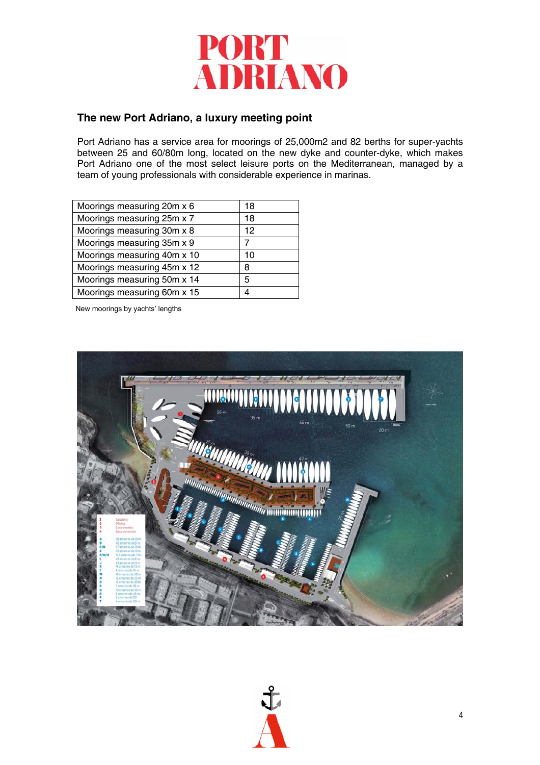# PORT ADRIANO

## The new Port Adriano, a luxury meeting point

Port Adriano has a service area for moorings of 25,000m2 and 82 berths for super-yachts between 25 and 60/80m long, located on the new dyke and counter-dyke, which makes Port Adriano one of the most select leisure ports on the Mediterranean, managed by a team of young professionals with considerable experience in marinas.

| | |
|---|---|
| Moorings measuring 20m x 6 | 18 |
| Moorings measuring 25m x 7 | 18 |
| Moorings measuring 30m x 8 | 12 |
| Moorings measuring 35m x 9 | 7 |
| Moorings measuring 40m x 10 | 10 |
| Moorings measuring 45m x 12 | 8 |
| Moorings measuring 50m x 14 | 5 |
| Moorings measuring 60m x 15 | 4 |

New moorings by yachts' lengths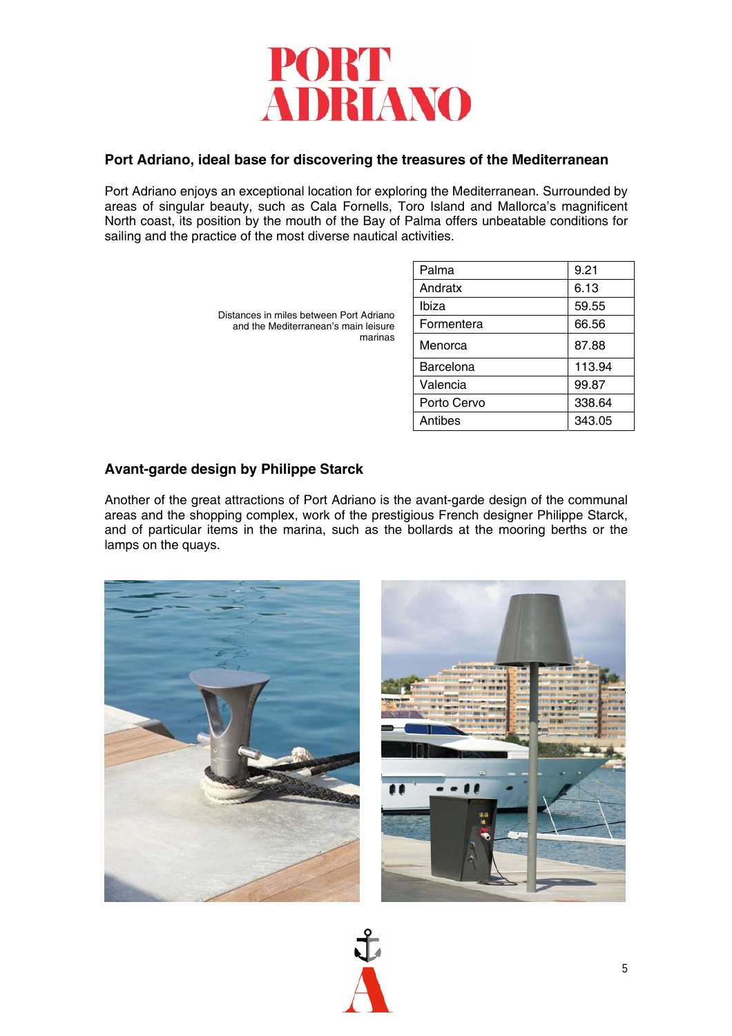# PORT ADRIANO

## Port Adriano, ideal base for discovering the treasures of the Mediterranean

Port Adriano enjoys an exceptional location for exploring the Mediterranean. Surrounded by areas of singular beauty, such as Cala Fornells, Toro Island and Mallorca's magnificent North coast, its position by the mouth of the Bay of Palma offers unbeatable conditions for sailing and the practice of the most diverse nautical activities.

Distances in miles between Port Adriano and the Mediterranean's main leisure marinas

| | |
|---|---|
| Palma | 9.21 |
| Andratx | 6.13 |
| Ibiza | 59.55 |
| Formentera | 66.56 |
| Menorca | 87.88 |
| Barcelona | 113.94 |
| Valencia | 99.87 |
| Porto Cervo | 338.64 |
| Antibes | 343.05 |

## Avant-garde design by Philippe Starck

Another of the great attractions of Port Adriano is the avant-garde design of the communal areas and the shopping complex, work of the prestigious French designer Philippe Starck, and of particular items in the marina, such as the bollards at the mooring berths or the lamps on the quays.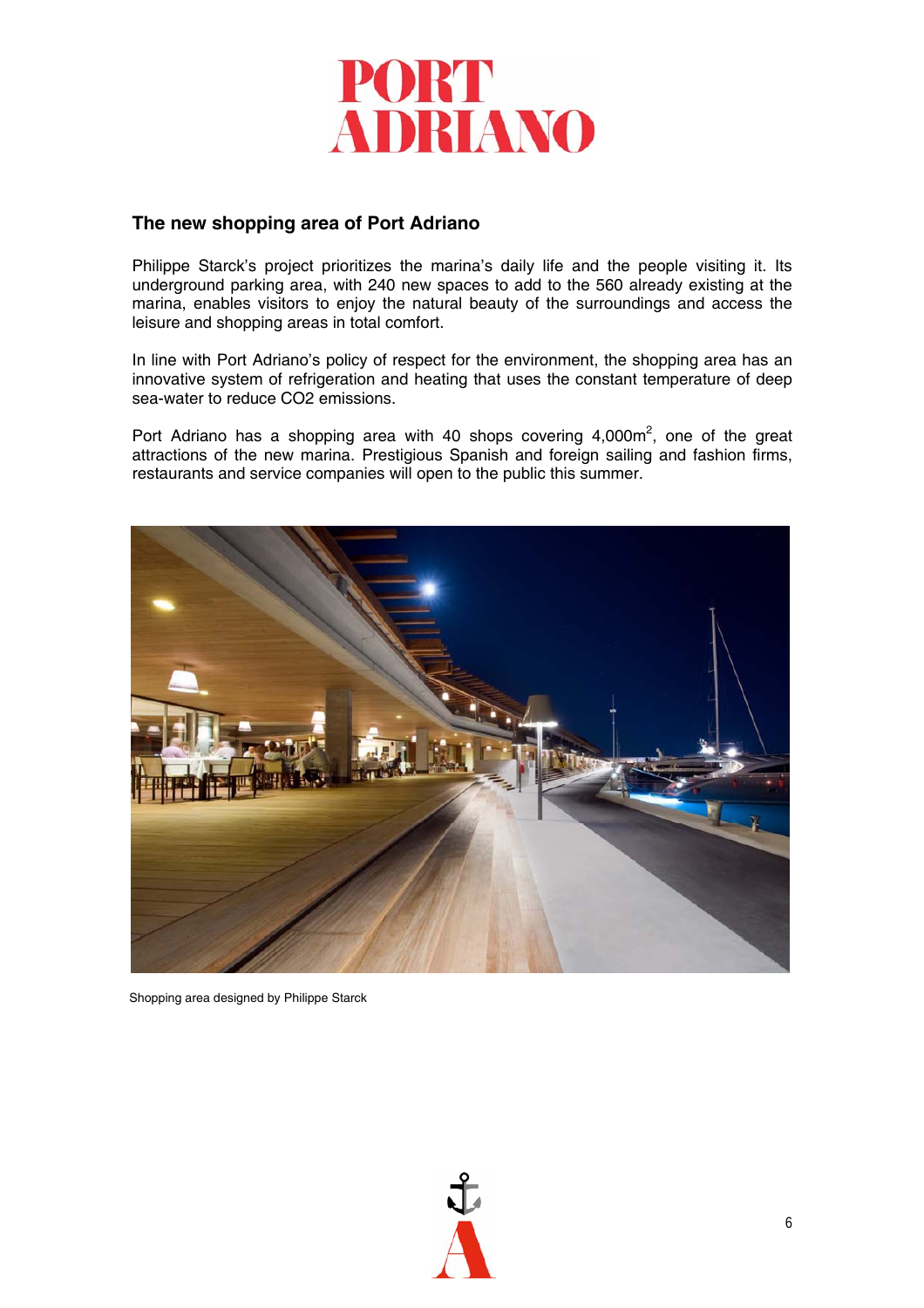## The new shopping area of Port Adriano

Philippe Starck's project prioritizes the marina's daily life and the people visiting it. Its underground parking area, with 240 new spaces to add to the 560 already existing at the marina, enables visitors to enjoy the natural beauty of the surroundings and access the leisure and shopping areas in total comfort.

In line with Port Adriano's policy of respect for the environment, the shopping area has an innovative system of refrigeration and heating that uses the constant temperature of deep sea-water to reduce $CO_2$ emissions.

Port Adriano has a shopping area with 40 shops covering 4,000m$^2$, one of the great attractions of the new marina. Prestigious Spanish and foreign sailing and fashion firms, restaurants and service companies will open to the public this summer.

Shopping area designed by Philippe Starck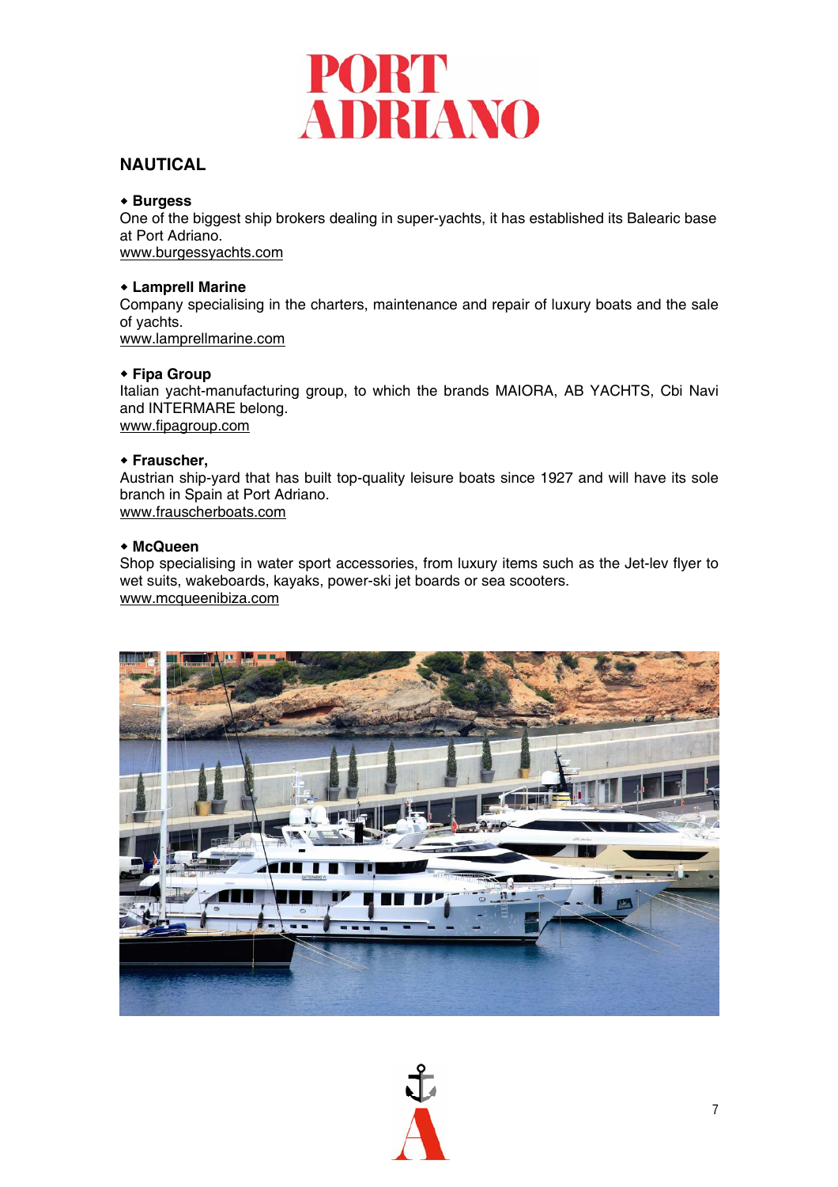## NAUTICAL

- **Burgess**

One of the biggest ship brokers dealing in super-yachts, it has established its Balearic base at Port Adriano.
www.burgessyachts.com

- **Lamprell Marine**

Company specialising in the charters, maintenance and repair of luxury boats and the sale of yachts.
www.lamprellmarine.com

- **Fipa Group**

Italian yacht-manufacturing group, to which the brands MAIORA, AB YACHTS, Cbi Navi and INTERMARE belong.
www.fipagroup.com

- **Frauscher,**

Austrian ship-yard that has built top-quality leisure boats since 1927 and will have its sole branch in Spain at Port Adriano.
www.frauscherboats.com

- **McQueen**

Shop specialising in water sport accessories, from luxury items such as the Jet-lev flyer to wet suits, wakeboards, kayaks, power-ski jet boards or sea scooters.
www.mcqueenibiza.com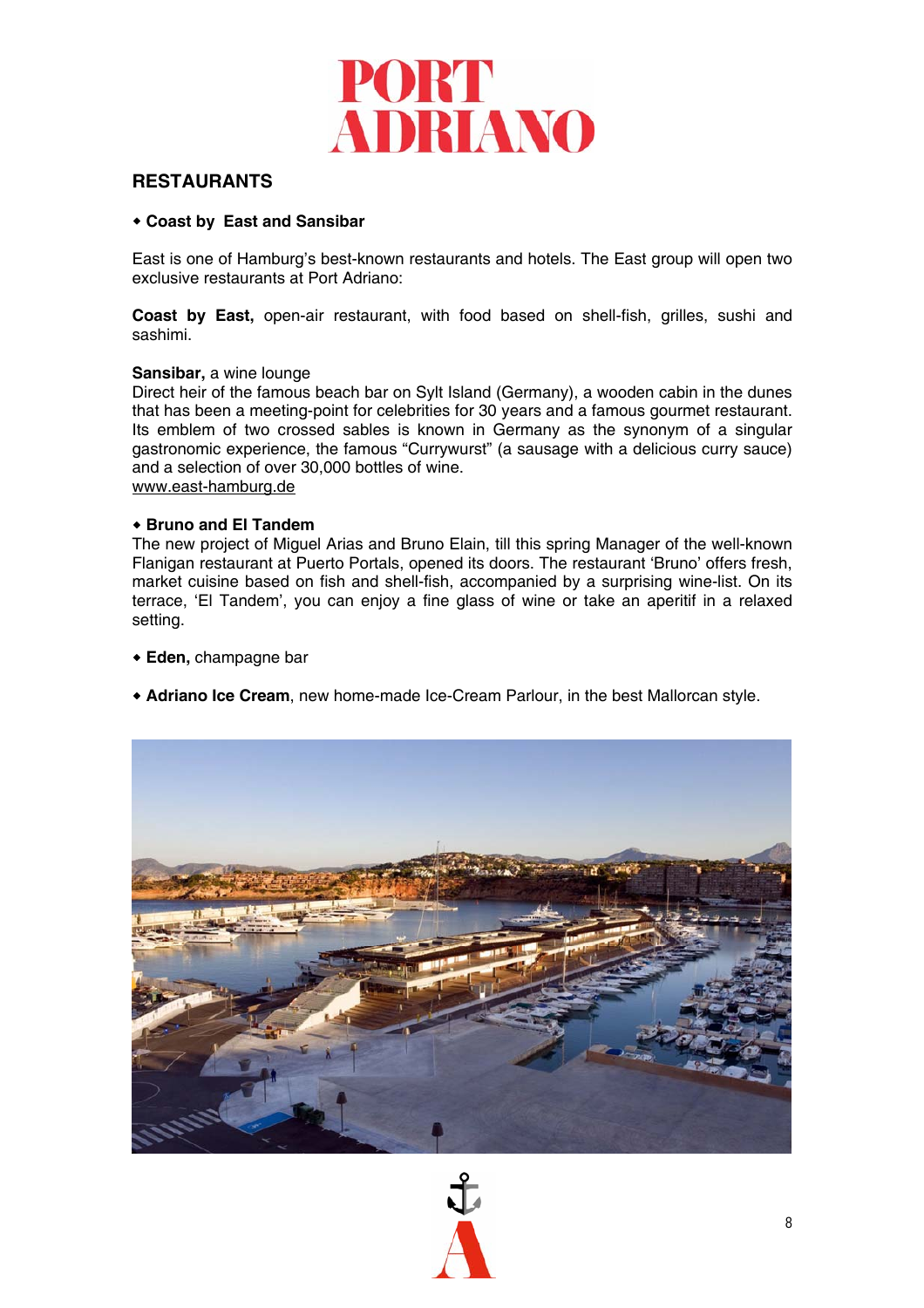# PORT ADRIANO

## RESTAURANTS

- **Coast by East and Sansibar**

East is one of Hamburg's best-known restaurants and hotels. The East group will open two exclusive restaurants at Port Adriano:

**Coast by East,** open-air restaurant, with food based on shell-fish, grilles, sushi and sashimi.

**Sansibar,** a wine lounge
Direct heir of the famous beach bar on Sylt Island (Germany), a wooden cabin in the dunes that has been a meeting-point for celebrities for 30 years and a famous gourmet restaurant. Its emblem of two crossed sables is known in Germany as the synonym of a singular gastronomic experience, the famous "Currywurst" (a sausage with a delicious curry sauce) and a selection of over 30,000 bottles of wine.
www.east-hamburg.de

- **Bruno and El Tandem**

The new project of Miguel Arias and Bruno Elain, till this spring Manager of the well-known Flanigan restaurant at Puerto Portals, opened its doors. The restaurant 'Bruno' offers fresh, market cuisine based on fish and shell-fish, accompanied by a surprising wine-list. On its terrace, 'El Tandem', you can enjoy a fine glass of wine or take an aperitif in a relaxed setting.

- **Eden,** champagne bar

- **Adriano Ice Cream**, new home-made Ice-Cream Parlour, in the best Mallorcan style.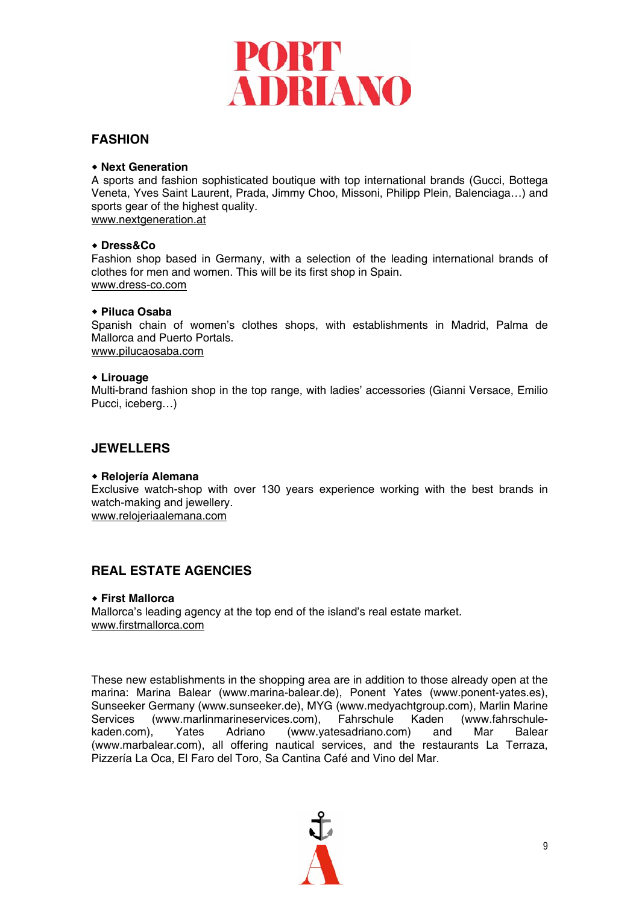## FASHION

- **Next Generation**

A sports and fashion sophisticated boutique with top international brands (Gucci, Bottega Veneta, Yves Saint Laurent, Prada, Jimmy Choo, Missoni, Philipp Plein, Balenciaga…) and sports gear of the highest quality.
www.nextgeneration.at

- **Dress&Co**

Fashion shop based in Germany, with a selection of the leading international brands of clothes for men and women. This will be its first shop in Spain.
www.dress-co.com

- **Piluca Osaba**

Spanish chain of women's clothes shops, with establishments in Madrid, Palma de Mallorca and Puerto Portals.
www.pilucaosaba.com

- **Lirouage**

Multi-brand fashion shop in the top range, with ladies' accessories (Gianni Versace, Emilio Pucci, iceberg…)

## JEWELLERS

- **Relojería Alemana**

Exclusive watch-shop with over 130 years experience working with the best brands in watch-making and jewellery.
www.relojeriaalemana.com

## REAL ESTATE AGENCIES

- **First Mallorca**

Mallorca's leading agency at the top end of the island's real estate market.
www.firstmallorca.com

These new establishments in the shopping area are in addition to those already open at the marina: Marina Balear (www.marina-balear.de), Ponent Yates (www.ponent-yates.es), Sunseeker Germany (www.sunseeker.de), MYG (www.medyachtgroup.com), Marlin Marine Services (www.marlinmarineservices.com), Fahrschule Kaden (www.fahrschule-kaden.com), Yates Adriano (www.yatesadriano.com) and Mar Balear (www.marbalear.com), all offering nautical services, and the restaurants La Terraza, Pizzería La Oca, El Faro del Toro, Sa Cantina Café and Vino del Mar.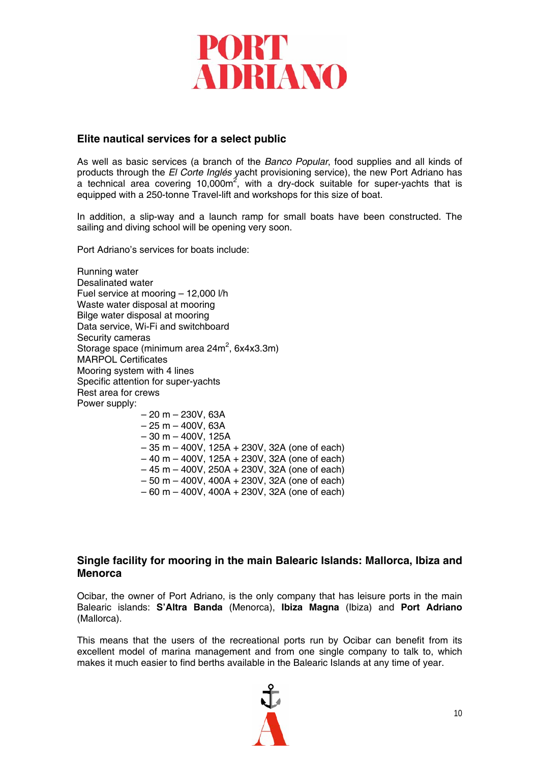## Elite nautical services for a select public

As well as basic services (a branch of the *Banco Popular*, food supplies and all kinds of products through the *El Corte Inglés* yacht provisioning service), the new Port Adriano has a technical area covering 10,000m$^2$, with a dry-dock suitable for super-yachts that is equipped with a 250-tonne Travel-lift and workshops for this size of boat.

In addition, a slip-way and a launch ramp for small boats have been constructed. The sailing and diving school will be opening very soon.

Port Adriano's services for boats include:

Running water
Desalinated water
Fuel service at mooring – 12,000 l/h
Waste water disposal at mooring
Bilge water disposal at mooring
Data service, Wi-Fi and switchboard
Security cameras
Storage space (minimum area 24m$^2$, 6x4x3.3m)
MARPOL Certificates
Mooring system with 4 lines
Specific attention for super-yachts
Rest area for crews
Power supply:

- – 20 m – 230V, 63A
- – 25 m – 400V, 63A
- – 30 m – 400V, 125A
- – 35 m – 400V, 125A + 230V, 32A (one of each)
- – 40 m – 400V, 125A + 230V, 32A (one of each)
- – 45 m – 400V, 250A + 230V, 32A (one of each)
- – 50 m – 400V, 400A + 230V, 32A (one of each)
- – 60 m – 400V, 400A + 230V, 32A (one of each)

## Single facility for mooring in the main Balearic Islands: Mallorca, Ibiza and Menorca

Ocibar, the owner of Port Adriano, is the only company that has leisure ports in the main Balearic islands: **S'Altra Banda** (Menorca), **Ibiza Magna** (Ibiza) and **Port Adriano** (Mallorca).

This means that the users of the recreational ports run by Ocibar can benefit from its excellent model of marina management and from one single company to talk to, which makes it much easier to find berths available in the Balearic Islands at any time of year.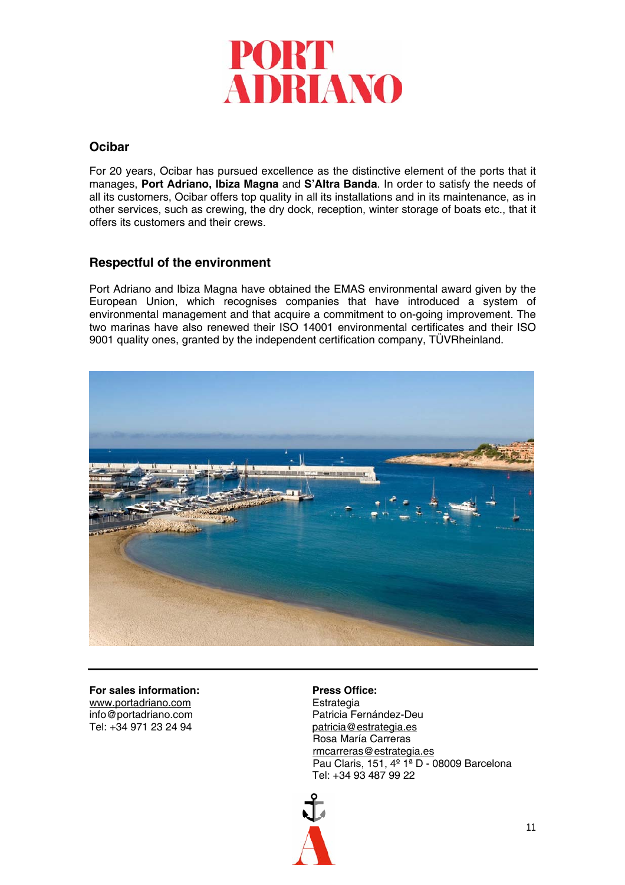# PORT ADRIANO

## Ocibar

For 20 years, Ocibar has pursued excellence as the distinctive element of the ports that it manages, **Port Adriano, Ibiza Magna** and **S'Altra Banda**. In order to satisfy the needs of all its customers, Ocibar offers top quality in all its installations and in its maintenance, as in other services, such as crewing, the dry dock, reception, winter storage of boats etc., that it offers its customers and their crews.

## Respectful of the environment

Port Adriano and Ibiza Magna have obtained the EMAS environmental award given by the European Union, which recognises companies that have introduced a system of environmental management and that acquire a commitment to on-going improvement. The two marinas have also renewed their ISO 14001 environmental certificates and their ISO 9001 quality ones, granted by the independent certification company, TÜVRheinland.

---

**For sales information:**
www.portadriano.com
info@portadriano.com
Tel: +34 971 23 24 94

**Press Office:**
Estrategia
Patricia Fernández-Deu
patricia@estrategia.es
Rosa María Carreras
rmcarreras@estrategia.es
Pau Claris, 151, 4º 1ª D - 08009 Barcelona
Tel: +34 93 487 99 22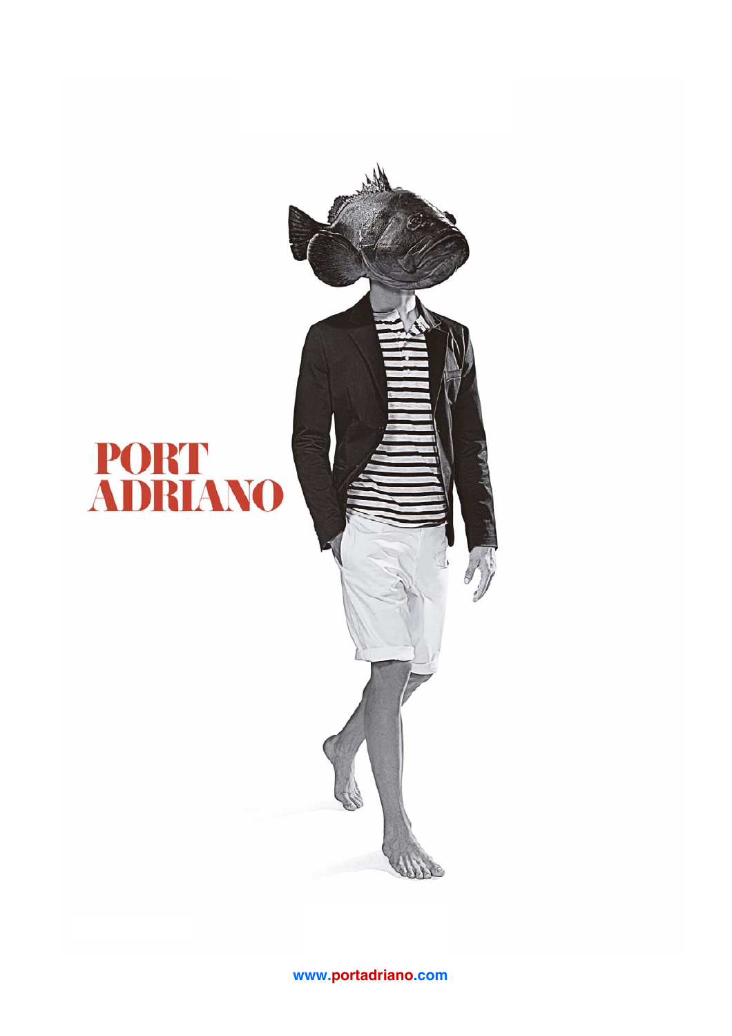PORT
ADRIANO

www.portadriano.com